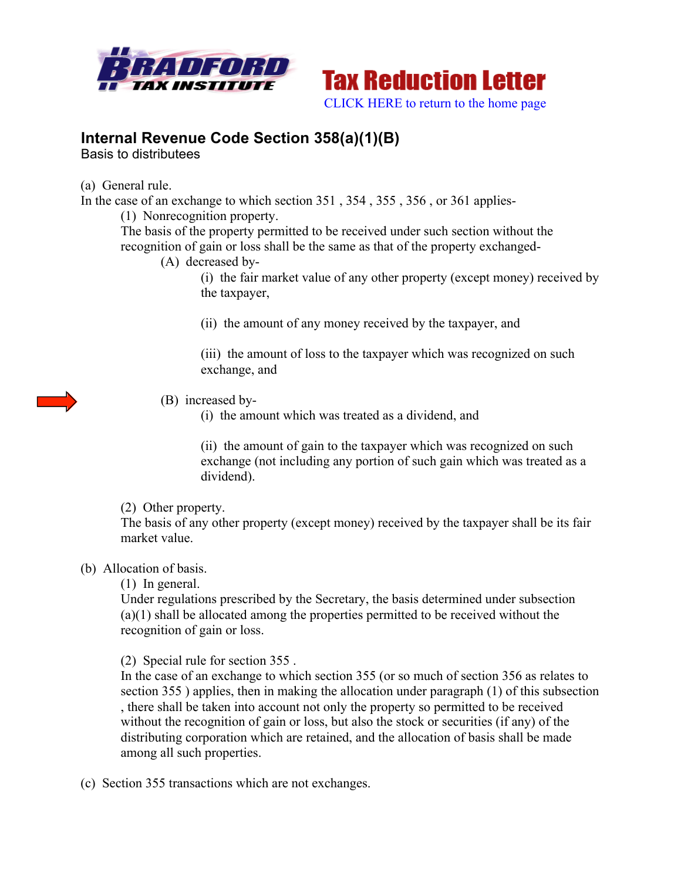**BRADFORD TAX INSTITUTE**

# Tax Reduction Letter

CLICK HERE to return to the home page

## Internal Revenue Code Section 358(a)(1)(B)

Basis to distributees

(a) General rule.
In the case of an exchange to which section 351 , 354 , 355 , 356 , or 361 applies-

(1) Nonrecognition property.
The basis of the property permitted to be received under such section without the recognition of gain or loss shall be the same as that of the property exchanged-

(A) decreased by-

(i) the fair market value of any other property (except money) received by the taxpayer,

(ii) the amount of any money received by the taxpayer, and

(iii) the amount of loss to the taxpayer which was recognized on such exchange, and

(B) increased by-

(i) the amount which was treated as a dividend, and

(ii) the amount of gain to the taxpayer which was recognized on such exchange (not including any portion of such gain which was treated as a dividend).

(2) Other property.
The basis of any other property (except money) received by the taxpayer shall be its fair market value.

(b) Allocation of basis.

(1) In general.
Under regulations prescribed by the Secretary, the basis determined under subsection (a)(1) shall be allocated among the properties permitted to be received without the recognition of gain or loss.

(2) Special rule for section 355 .
In the case of an exchange to which section 355 (or so much of section 356 as relates to section 355 ) applies, then in making the allocation under paragraph (1) of this subsection , there shall be taken into account not only the property so permitted to be received without the recognition of gain or loss, but also the stock or securities (if any) of the distributing corporation which are retained, and the allocation of basis shall be made among all such properties.

(c) Section 355 transactions which are not exchanges.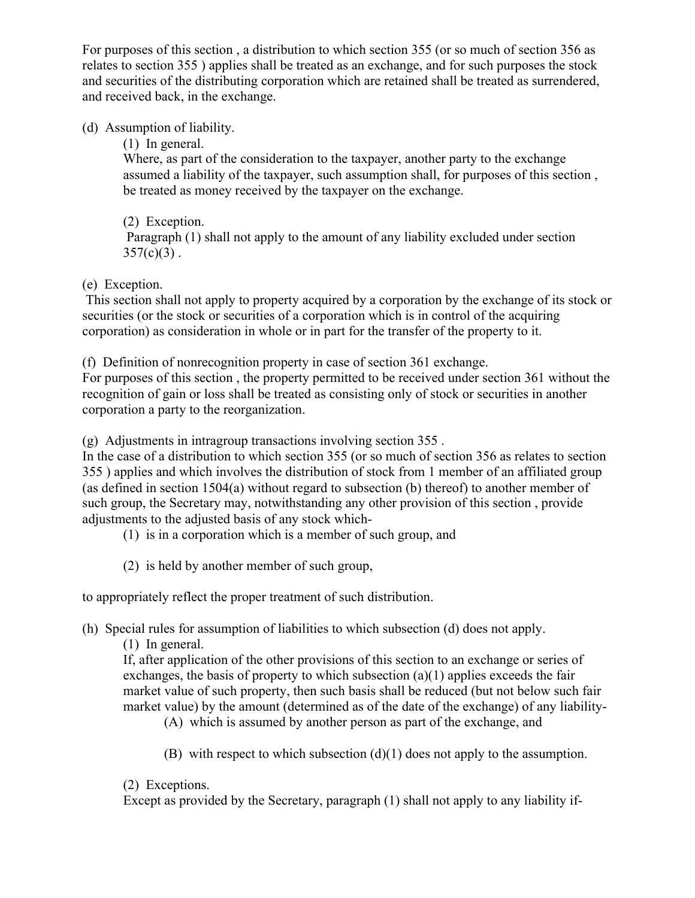For purposes of this section , a distribution to which section 355 (or so much of section 356 as relates to section 355 ) applies shall be treated as an exchange, and for such purposes the stock and securities of the distributing corporation which are retained shall be treated as surrendered, and received back, in the exchange.

(d) Assumption of liability.

(1) In general.
Where, as part of the consideration to the taxpayer, another party to the exchange assumed a liability of the taxpayer, such assumption shall, for purposes of this section , be treated as money received by the taxpayer on the exchange.

(2) Exception.
Paragraph (1) shall not apply to the amount of any liability excluded under section 357(c)(3) .

(e) Exception.
This section shall not apply to property acquired by a corporation by the exchange of its stock or securities (or the stock or securities of a corporation which is in control of the acquiring corporation) as consideration in whole or in part for the transfer of the property to it.

(f) Definition of nonrecognition property in case of section 361 exchange.
For purposes of this section , the property permitted to be received under section 361 without the recognition of gain or loss shall be treated as consisting only of stock or securities in another corporation a party to the reorganization.

(g) Adjustments in intragroup transactions involving section 355 .
In the case of a distribution to which section 355 (or so much of section 356 as relates to section 355 ) applies and which involves the distribution of stock from 1 member of an affiliated group (as defined in section 1504(a) without regard to subsection (b) thereof) to another member of such group, the Secretary may, notwithstanding any other provision of this section , provide adjustments to the adjusted basis of any stock which-

(1) is in a corporation which is a member of such group, and

(2) is held by another member of such group,

to appropriately reflect the proper treatment of such distribution.

(h) Special rules for assumption of liabilities to which subsection (d) does not apply.

(1) In general.
If, after application of the other provisions of this section to an exchange or series of exchanges, the basis of property to which subsection (a)(1) applies exceeds the fair market value of such property, then such basis shall be reduced (but not below such fair market value) by the amount (determined as of the date of the exchange) of any liability-

(A) which is assumed by another person as part of the exchange, and

(B) with respect to which subsection (d)(1) does not apply to the assumption.

(2) Exceptions.
Except as provided by the Secretary, paragraph (1) shall not apply to any liability if-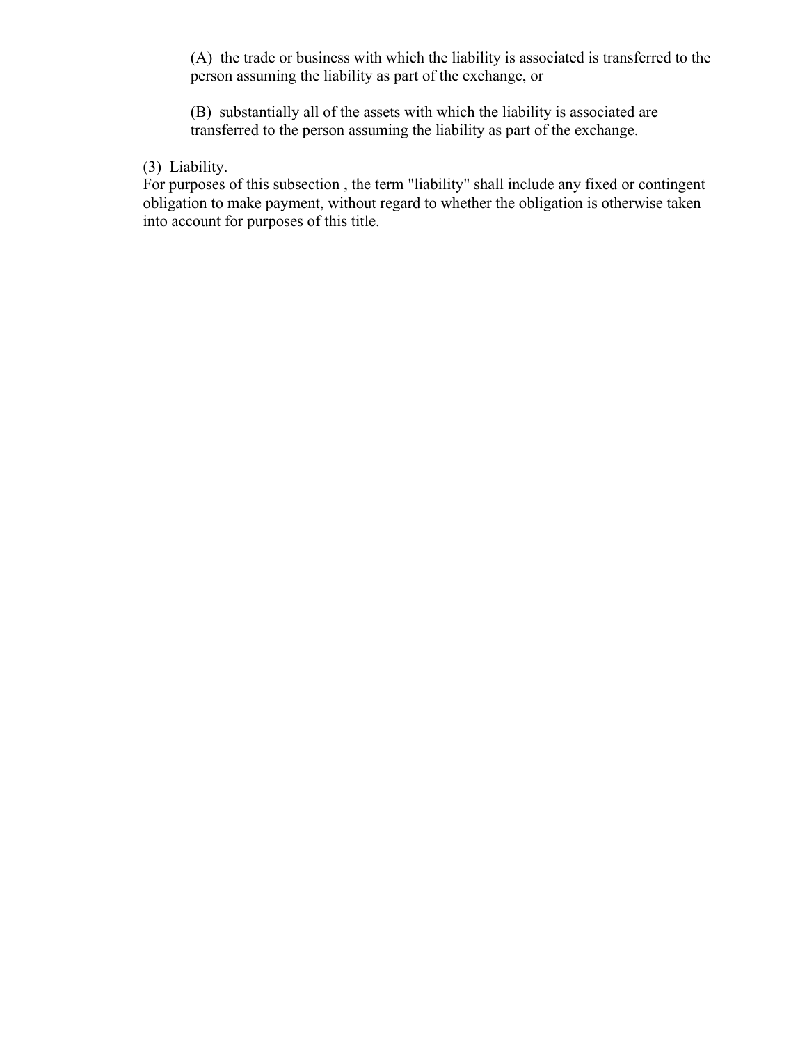(A) the trade or business with which the liability is associated is transferred to the person assuming the liability as part of the exchange, or

(B) substantially all of the assets with which the liability is associated are transferred to the person assuming the liability as part of the exchange.

(3) Liability.

For purposes of this subsection , the term "liability" shall include any fixed or contingent obligation to make payment, without regard to whether the obligation is otherwise taken into account for purposes of this title.